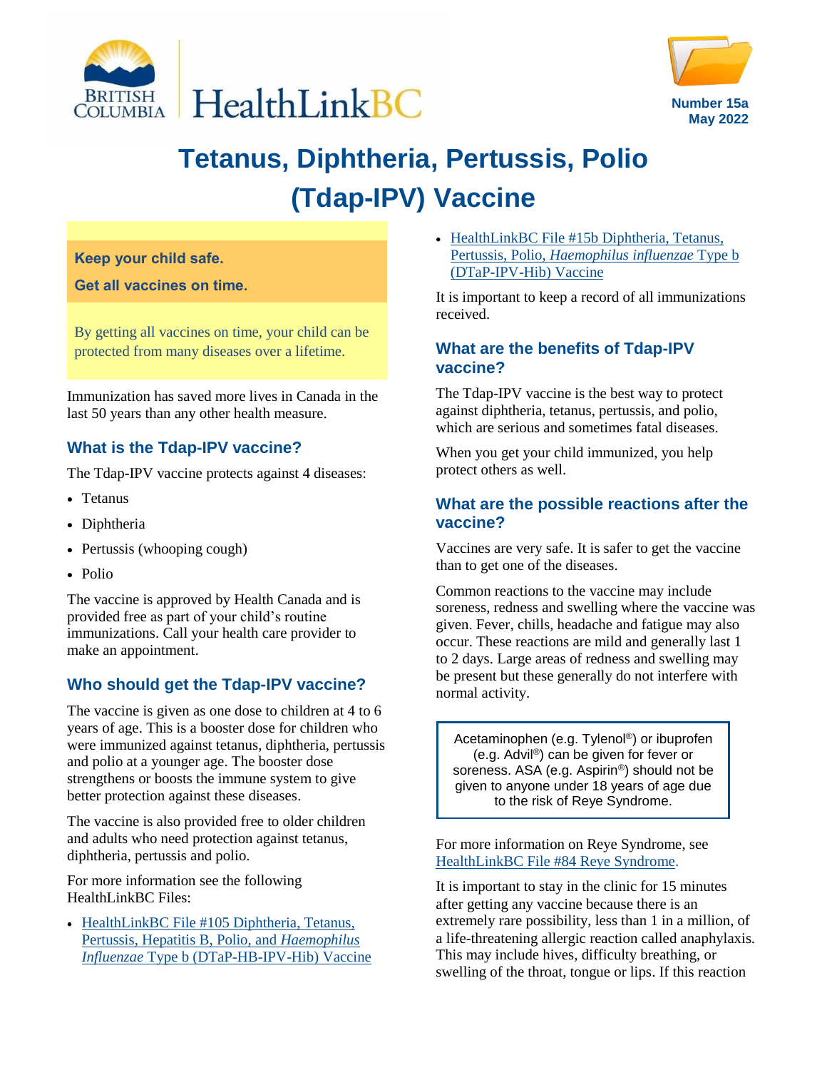Number 15a
May 2022

# Tetanus, Diphtheria, Pertussis, Polio (Tdap-IPV) Vaccine

**Keep your child safe.**

**Get all vaccines on time.**

By getting all vaccines on time, your child can be protected from many diseases over a lifetime.

Immunization has saved more lives in Canada in the last 50 years than any other health measure.

## What is the Tdap-IPV vaccine?

The Tdap-IPV vaccine protects against 4 diseases:

- Tetanus
- Diphtheria
- Pertussis (whooping cough)
- Polio

The vaccine is approved by Health Canada and is provided free as part of your child's routine immunizations. Call your health care provider to make an appointment.

## Who should get the Tdap-IPV vaccine?

The vaccine is given as one dose to children at 4 to 6 years of age. This is a booster dose for children who were immunized against tetanus, diphtheria, pertussis and polio at a younger age. The booster dose strengthens or boosts the immune system to give better protection against these diseases.

The vaccine is also provided free to older children and adults who need protection against tetanus, diphtheria, pertussis and polio.

For more information see the following HealthLinkBC Files:

- HealthLinkBC File #105 Diphtheria, Tetanus, Pertussis, Hepatitis B, Polio, and *Haemophilus Influenzae* Type b (DTaP-HB-IPV-Hib) Vaccine
- HealthLinkBC File #15b Diphtheria, Tetanus, Pertussis, Polio, *Haemophilus influenzae* Type b (DTaP-IPV-Hib) Vaccine

It is important to keep a record of all immunizations received.

## What are the benefits of Tdap-IPV vaccine?

The Tdap-IPV vaccine is the best way to protect against diphtheria, tetanus, pertussis, and polio, which are serious and sometimes fatal diseases.

When you get your child immunized, you help protect others as well.

## What are the possible reactions after the vaccine?

Vaccines are very safe. It is safer to get the vaccine than to get one of the diseases.

Common reactions to the vaccine may include soreness, redness and swelling where the vaccine was given. Fever, chills, headache and fatigue may also occur. These reactions are mild and generally last 1 to 2 days. Large areas of redness and swelling may be present but these generally do not interfere with normal activity.

Acetaminophen (e.g. Tylenol®) or ibuprofen (e.g. Advil®) can be given for fever or soreness. ASA (e.g. Aspirin®) should not be given to anyone under 18 years of age due to the risk of Reye Syndrome.

For more information on Reye Syndrome, see HealthLinkBC File #84 Reye Syndrome.

It is important to stay in the clinic for 15 minutes after getting any vaccine because there is an extremely rare possibility, less than 1 in a million, of a life-threatening allergic reaction called anaphylaxis. This may include hives, difficulty breathing, or swelling of the throat, tongue or lips. If this reaction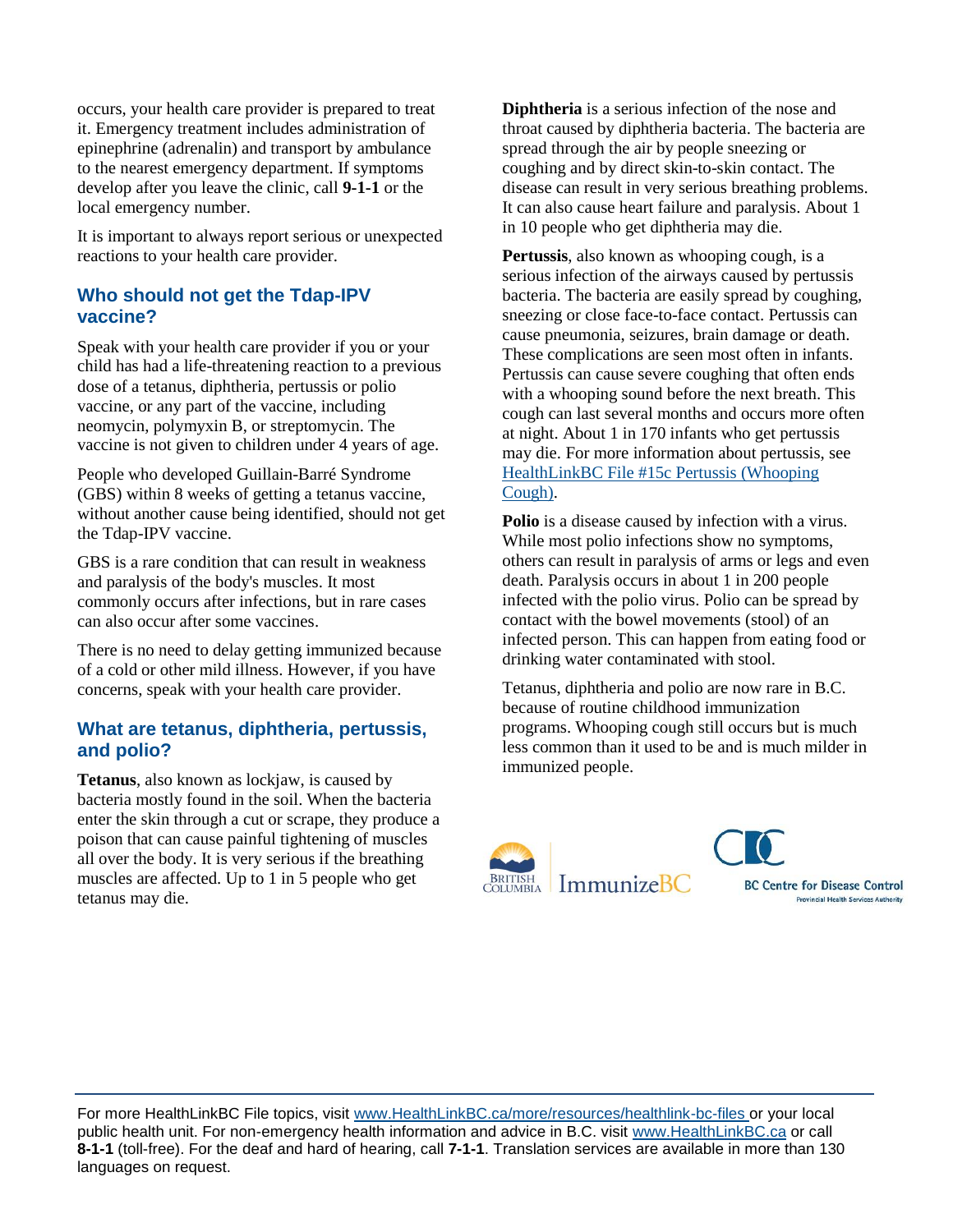occurs, your health care provider is prepared to treat it. Emergency treatment includes administration of epinephrine (adrenalin) and transport by ambulance to the nearest emergency department. If symptoms develop after you leave the clinic, call **9-1-1** or the local emergency number.

It is important to always report serious or unexpected reactions to your health care provider.

## Who should not get the Tdap-IPV vaccine?

Speak with your health care provider if you or your child has had a life-threatening reaction to a previous dose of a tetanus, diphtheria, pertussis or polio vaccine, or any part of the vaccine, including neomycin, polymyxin B, or streptomycin. The vaccine is not given to children under 4 years of age.

People who developed Guillain-Barré Syndrome (GBS) within 8 weeks of getting a tetanus vaccine, without another cause being identified, should not get the Tdap-IPV vaccine.

GBS is a rare condition that can result in weakness and paralysis of the body's muscles. It most commonly occurs after infections, but in rare cases can also occur after some vaccines.

There is no need to delay getting immunized because of a cold or other mild illness. However, if you have concerns, speak with your health care provider.

## What are tetanus, diphtheria, pertussis, and polio?

**Tetanus**, also known as lockjaw, is caused by bacteria mostly found in the soil. When the bacteria enter the skin through a cut or scrape, they produce a poison that can cause painful tightening of muscles all over the body. It is very serious if the breathing muscles are affected. Up to 1 in 5 people who get tetanus may die.

**Diphtheria** is a serious infection of the nose and throat caused by diphtheria bacteria. The bacteria are spread through the air by people sneezing or coughing and by direct skin-to-skin contact. The disease can result in very serious breathing problems. It can also cause heart failure and paralysis. About 1 in 10 people who get diphtheria may die.

**Pertussis**, also known as whooping cough, is a serious infection of the airways caused by pertussis bacteria. The bacteria are easily spread by coughing, sneezing or close face-to-face contact. Pertussis can cause pneumonia, seizures, brain damage or death. These complications are seen most often in infants. Pertussis can cause severe coughing that often ends with a whooping sound before the next breath. This cough can last several months and occurs more often at night. About 1 in 170 infants who get pertussis may die. For more information about pertussis, see [HealthLinkBC File #15c Pertussis (Whooping Cough)](HealthLinkBC File #15c Pertussis (Whooping Cough)).

**Polio** is a disease caused by infection with a virus. While most polio infections show no symptoms, others can result in paralysis of arms or legs and even death. Paralysis occurs in about 1 in 200 people infected with the polio virus. Polio can be spread by contact with the bowel movements (stool) of an infected person. This can happen from eating food or drinking water contaminated with stool.

Tetanus, diphtheria and polio are now rare in B.C. because of routine childhood immunization programs. Whooping cough still occurs but is much less common than it used to be and is much milder in immunized people.

British Columbia | ImmunizeBC | BC Centre for Disease Control, Provincial Health Services Authority

For more HealthLinkBC File topics, visit www.HealthLinkBC.ca/more/resources/healthlink-bc-files or your local public health unit. For non-emergency health information and advice in B.C. visit www.HealthLinkBC.ca or call **8-1-1** (toll-free). For the deaf and hard of hearing, call **7-1-1**. Translation services are available in more than 130 languages on request.